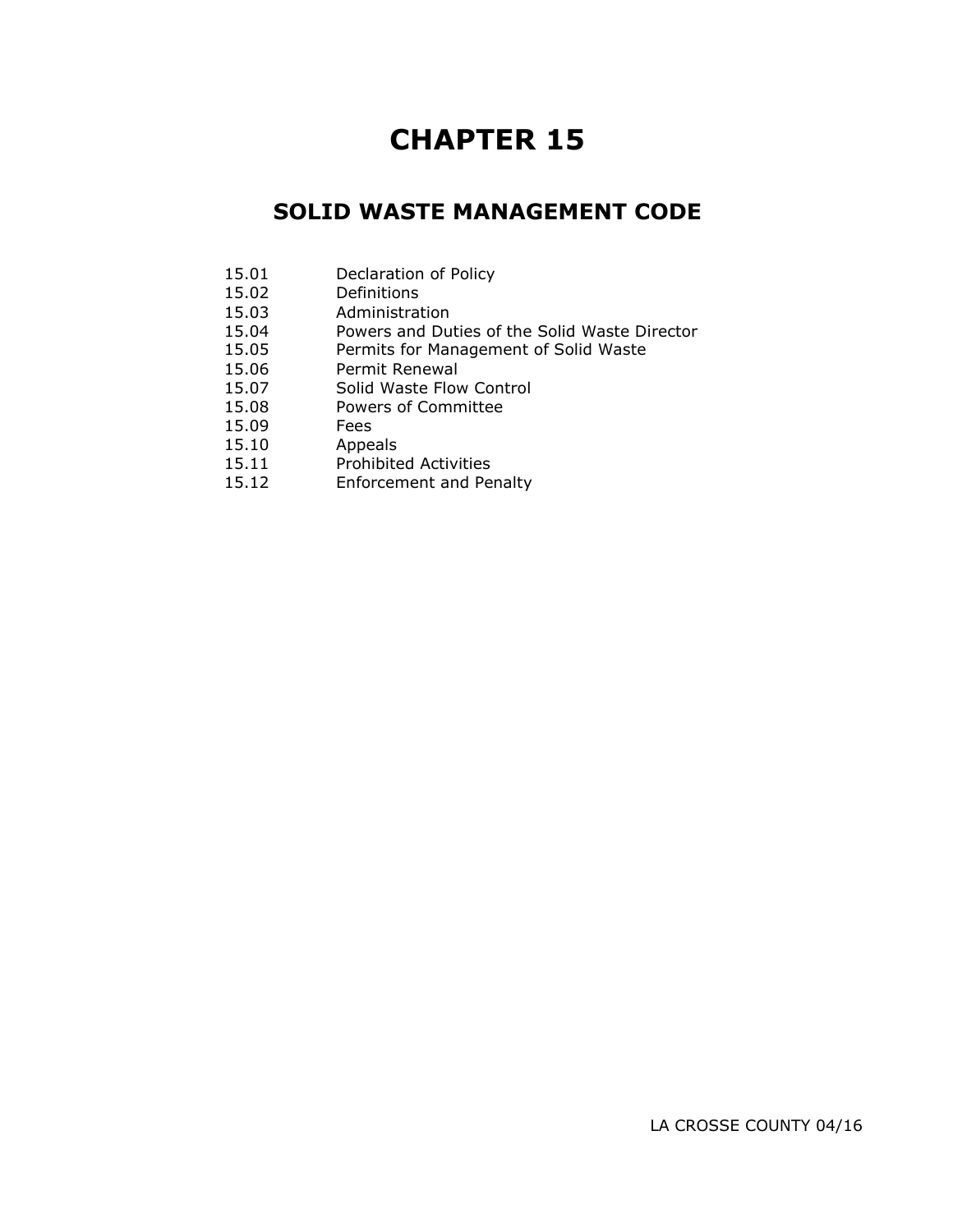# CHAPTER 15

## SOLID WASTE MANAGEMENT CODE

| | |
|---|---|
| 15.01 | Declaration of Policy |
| 15.02 | Definitions |
| 15.03 | Administration |
| 15.04 | Powers and Duties of the Solid Waste Director |
| 15.05 | Permits for Management of Solid Waste |
| 15.06 | Permit Renewal |
| 15.07 | Solid Waste Flow Control |
| 15.08 | Powers of Committee |
| 15.09 | Fees |
| 15.10 | Appeals |
| 15.11 | Prohibited Activities |
| 15.12 | Enforcement and Penalty |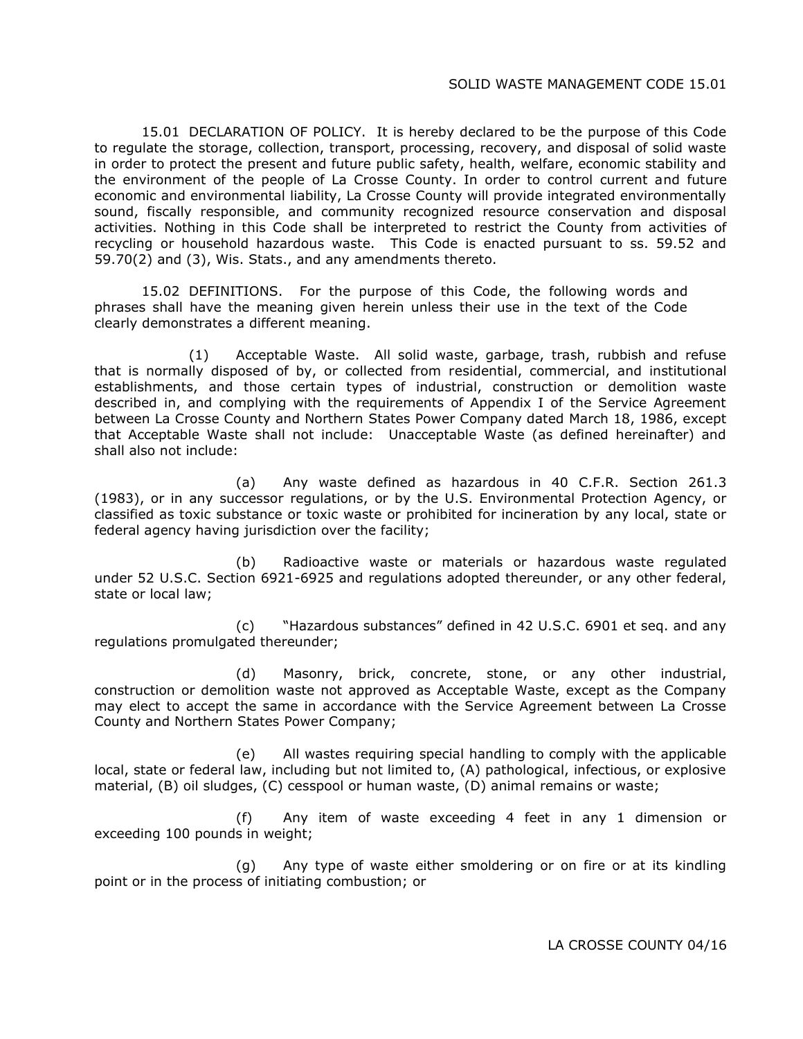15.01 DECLARATION OF POLICY. It is hereby declared to be the purpose of this Code to regulate the storage, collection, transport, processing, recovery, and disposal of solid waste in order to protect the present and future public safety, health, welfare, economic stability and the environment of the people of La Crosse County. In order to control current and future economic and environmental liability, La Crosse County will provide integrated environmentally sound, fiscally responsible, and community recognized resource conservation and disposal activities. Nothing in this Code shall be interpreted to restrict the County from activities of recycling or household hazardous waste. This Code is enacted pursuant to ss. 59.52 and 59.70(2) and (3), Wis. Stats., and any amendments thereto.

15.02 DEFINITIONS. For the purpose of this Code, the following words and phrases shall have the meaning given herein unless their use in the text of the Code clearly demonstrates a different meaning.

(1) Acceptable Waste. All solid waste, garbage, trash, rubbish and refuse that is normally disposed of by, or collected from residential, commercial, and institutional establishments, and those certain types of industrial, construction or demolition waste described in, and complying with the requirements of Appendix I of the Service Agreement between La Crosse County and Northern States Power Company dated March 18, 1986, except that Acceptable Waste shall not include: Unacceptable Waste (as defined hereinafter) and shall also not include:

(a) Any waste defined as hazardous in 40 C.F.R. Section 261.3 (1983), or in any successor regulations, or by the U.S. Environmental Protection Agency, or classified as toxic substance or toxic waste or prohibited for incineration by any local, state or federal agency having jurisdiction over the facility;

(b) Radioactive waste or materials or hazardous waste regulated under 52 U.S.C. Section 6921-6925 and regulations adopted thereunder, or any other federal, state or local law;

(c) "Hazardous substances" defined in 42 U.S.C. 6901 et seq. and any regulations promulgated thereunder;

(d) Masonry, brick, concrete, stone, or any other industrial, construction or demolition waste not approved as Acceptable Waste, except as the Company may elect to accept the same in accordance with the Service Agreement between La Crosse County and Northern States Power Company;

(e) All wastes requiring special handling to comply with the applicable local, state or federal law, including but not limited to, (A) pathological, infectious, or explosive material, (B) oil sludges, (C) cesspool or human waste, (D) animal remains or waste;

(f) Any item of waste exceeding 4 feet in any 1 dimension or exceeding 100 pounds in weight;

(g) Any type of waste either smoldering or on fire or at its kindling point or in the process of initiating combustion; or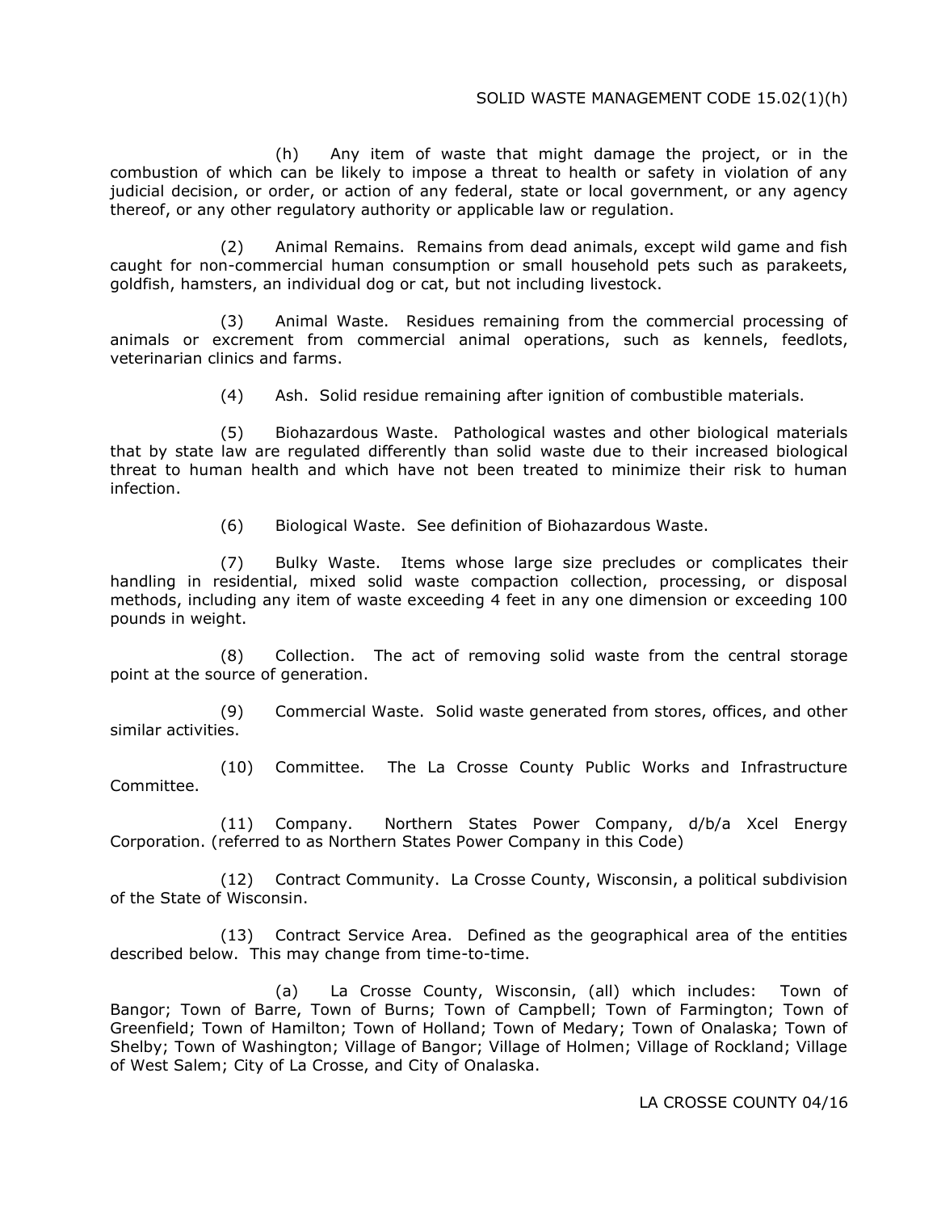(h) Any item of waste that might damage the project, or in the combustion of which can be likely to impose a threat to health or safety in violation of any judicial decision, or order, or action of any federal, state or local government, or any agency thereof, or any other regulatory authority or applicable law or regulation.

(2) Animal Remains. Remains from dead animals, except wild game and fish caught for non-commercial human consumption or small household pets such as parakeets, goldfish, hamsters, an individual dog or cat, but not including livestock.

(3) Animal Waste. Residues remaining from the commercial processing of animals or excrement from commercial animal operations, such as kennels, feedlots, veterinarian clinics and farms.

(4) Ash. Solid residue remaining after ignition of combustible materials.

(5) Biohazardous Waste. Pathological wastes and other biological materials that by state law are regulated differently than solid waste due to their increased biological threat to human health and which have not been treated to minimize their risk to human infection.

(6) Biological Waste. See definition of Biohazardous Waste.

(7) Bulky Waste. Items whose large size precludes or complicates their handling in residential, mixed solid waste compaction collection, processing, or disposal methods, including any item of waste exceeding 4 feet in any one dimension or exceeding 100 pounds in weight.

(8) Collection. The act of removing solid waste from the central storage point at the source of generation.

(9) Commercial Waste. Solid waste generated from stores, offices, and other similar activities.

(10) Committee. The La Crosse County Public Works and Infrastructure Committee.

(11) Company. Northern States Power Company, d/b/a Xcel Energy Corporation. (referred to as Northern States Power Company in this Code)

(12) Contract Community. La Crosse County, Wisconsin, a political subdivision of the State of Wisconsin.

(13) Contract Service Area. Defined as the geographical area of the entities described below. This may change from time-to-time.

(a) La Crosse County, Wisconsin, (all) which includes: Town of Bangor; Town of Barre, Town of Burns; Town of Campbell; Town of Farmington; Town of Greenfield; Town of Hamilton; Town of Holland; Town of Medary; Town of Onalaska; Town of Shelby; Town of Washington; Village of Bangor; Village of Holmen; Village of Rockland; Village of West Salem; City of La Crosse, and City of Onalaska.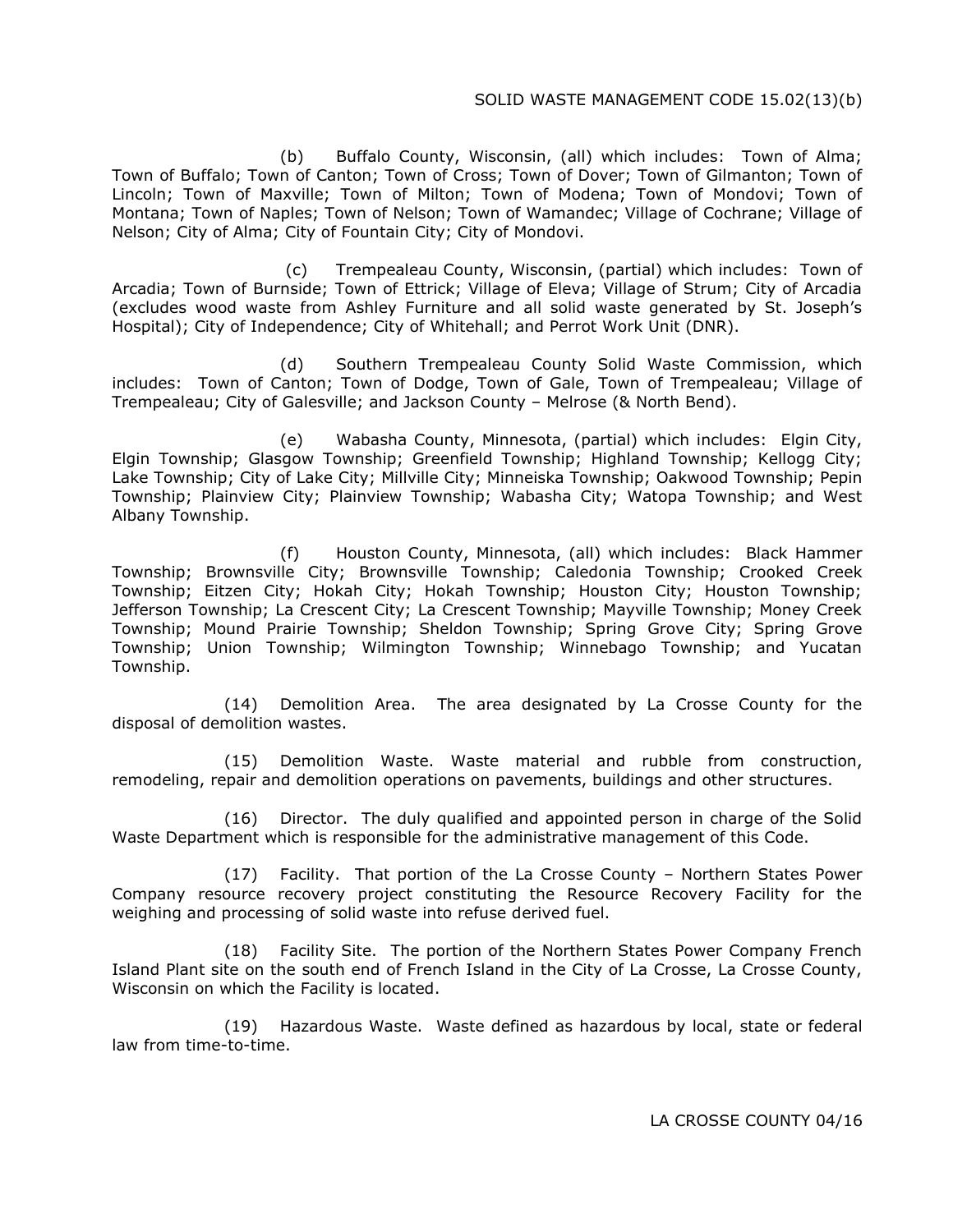(b) Buffalo County, Wisconsin, (all) which includes: Town of Alma; Town of Buffalo; Town of Canton; Town of Cross; Town of Dover; Town of Gilmanton; Town of Lincoln; Town of Maxville; Town of Milton; Town of Modena; Town of Mondovi; Town of Montana; Town of Naples; Town of Nelson; Town of Wamandec; Village of Cochrane; Village of Nelson; City of Alma; City of Fountain City; City of Mondovi.

(c) Trempealeau County, Wisconsin, (partial) which includes: Town of Arcadia; Town of Burnside; Town of Ettrick; Village of Eleva; Village of Strum; City of Arcadia (excludes wood waste from Ashley Furniture and all solid waste generated by St. Joseph's Hospital); City of Independence; City of Whitehall; and Perrot Work Unit (DNR).

(d) Southern Trempealeau County Solid Waste Commission, which includes: Town of Canton; Town of Dodge, Town of Gale, Town of Trempealeau; Village of Trempealeau; City of Galesville; and Jackson County – Melrose (& North Bend).

(e) Wabasha County, Minnesota, (partial) which includes: Elgin City, Elgin Township; Glasgow Township; Greenfield Township; Highland Township; Kellogg City; Lake Township; City of Lake City; Millville City; Minneiska Township; Oakwood Township; Pepin Township; Plainview City; Plainview Township; Wabasha City; Watopa Township; and West Albany Township.

(f) Houston County, Minnesota, (all) which includes: Black Hammer Township; Brownsville City; Brownsville Township; Caledonia Township; Crooked Creek Township; Eitzen City; Hokah City; Hokah Township; Houston City; Houston Township; Jefferson Township; La Crescent City; La Crescent Township; Mayville Township; Money Creek Township; Mound Prairie Township; Sheldon Township; Spring Grove City; Spring Grove Township; Union Township; Wilmington Township; Winnebago Township; and Yucatan Township.

(14) Demolition Area. The area designated by La Crosse County for the disposal of demolition wastes.

(15) Demolition Waste. Waste material and rubble from construction, remodeling, repair and demolition operations on pavements, buildings and other structures.

(16) Director. The duly qualified and appointed person in charge of the Solid Waste Department which is responsible for the administrative management of this Code.

(17) Facility. That portion of the La Crosse County – Northern States Power Company resource recovery project constituting the Resource Recovery Facility for the weighing and processing of solid waste into refuse derived fuel.

(18) Facility Site. The portion of the Northern States Power Company French Island Plant site on the south end of French Island in the City of La Crosse, La Crosse County, Wisconsin on which the Facility is located.

(19) Hazardous Waste. Waste defined as hazardous by local, state or federal law from time-to-time.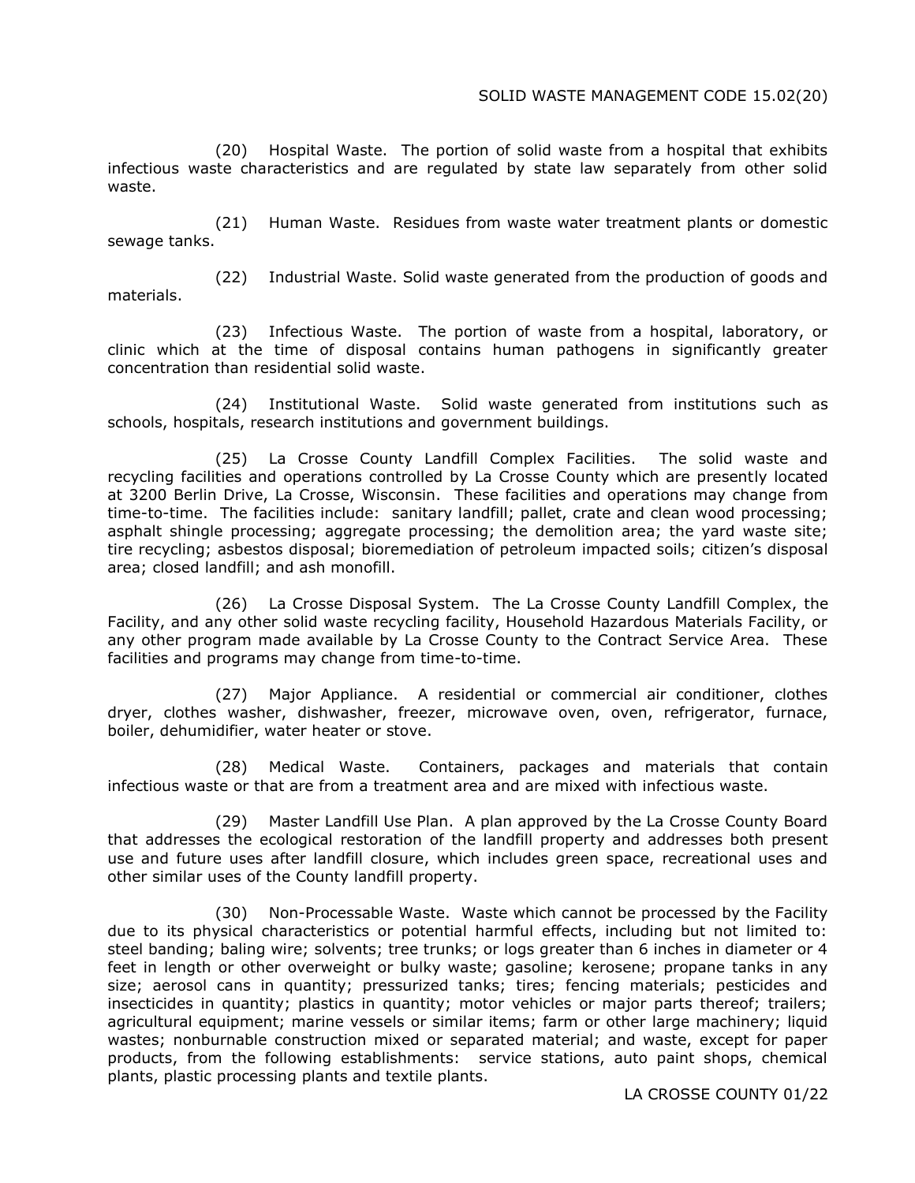(20) Hospital Waste. The portion of solid waste from a hospital that exhibits infectious waste characteristics and are regulated by state law separately from other solid waste.

(21) Human Waste. Residues from waste water treatment plants or domestic sewage tanks.

(22) Industrial Waste. Solid waste generated from the production of goods and materials.

(23) Infectious Waste. The portion of waste from a hospital, laboratory, or clinic which at the time of disposal contains human pathogens in significantly greater concentration than residential solid waste.

(24) Institutional Waste. Solid waste generated from institutions such as schools, hospitals, research institutions and government buildings.

(25) La Crosse County Landfill Complex Facilities. The solid waste and recycling facilities and operations controlled by La Crosse County which are presently located at 3200 Berlin Drive, La Crosse, Wisconsin. These facilities and operations may change from time-to-time. The facilities include: sanitary landfill; pallet, crate and clean wood processing; asphalt shingle processing; aggregate processing; the demolition area; the yard waste site; tire recycling; asbestos disposal; bioremediation of petroleum impacted soils; citizen's disposal area; closed landfill; and ash monofill.

(26) La Crosse Disposal System. The La Crosse County Landfill Complex, the Facility, and any other solid waste recycling facility, Household Hazardous Materials Facility, or any other program made available by La Crosse County to the Contract Service Area. These facilities and programs may change from time-to-time.

(27) Major Appliance. A residential or commercial air conditioner, clothes dryer, clothes washer, dishwasher, freezer, microwave oven, oven, refrigerator, furnace, boiler, dehumidifier, water heater or stove.

(28) Medical Waste. Containers, packages and materials that contain infectious waste or that are from a treatment area and are mixed with infectious waste.

(29) Master Landfill Use Plan. A plan approved by the La Crosse County Board that addresses the ecological restoration of the landfill property and addresses both present use and future uses after landfill closure, which includes green space, recreational uses and other similar uses of the County landfill property.

(30) Non-Processable Waste. Waste which cannot be processed by the Facility due to its physical characteristics or potential harmful effects, including but not limited to: steel banding; baling wire; solvents; tree trunks; or logs greater than 6 inches in diameter or 4 feet in length or other overweight or bulky waste; gasoline; kerosene; propane tanks in any size; aerosol cans in quantity; pressurized tanks; tires; fencing materials; pesticides and insecticides in quantity; plastics in quantity; motor vehicles or major parts thereof; trailers; agricultural equipment; marine vessels or similar items; farm or other large machinery; liquid wastes; nonburnable construction mixed or separated material; and waste, except for paper products, from the following establishments: service stations, auto paint shops, chemical plants, plastic processing plants and textile plants.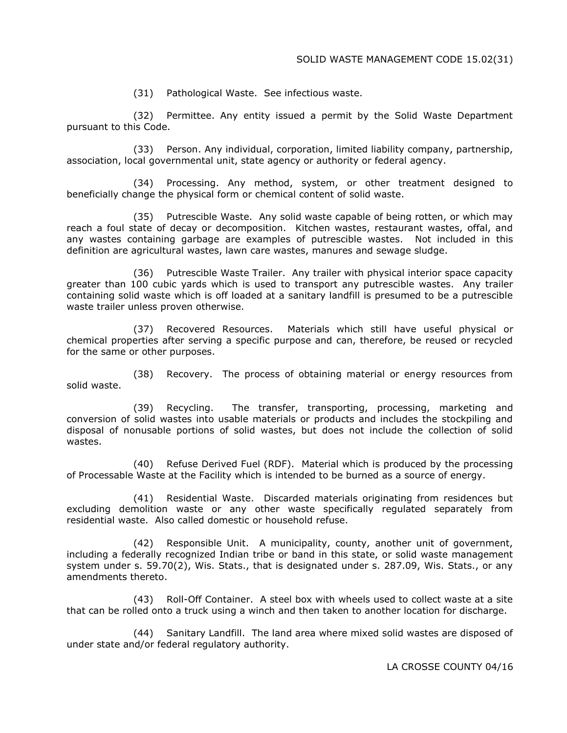(31) Pathological Waste. See infectious waste.

(32) Permittee. Any entity issued a permit by the Solid Waste Department pursuant to this Code.

(33) Person. Any individual, corporation, limited liability company, partnership, association, local governmental unit, state agency or authority or federal agency.

(34) Processing. Any method, system, or other treatment designed to beneficially change the physical form or chemical content of solid waste.

(35) Putrescible Waste. Any solid waste capable of being rotten, or which may reach a foul state of decay or decomposition. Kitchen wastes, restaurant wastes, offal, and any wastes containing garbage are examples of putrescible wastes. Not included in this definition are agricultural wastes, lawn care wastes, manures and sewage sludge.

(36) Putrescible Waste Trailer. Any trailer with physical interior space capacity greater than 100 cubic yards which is used to transport any putrescible wastes. Any trailer containing solid waste which is off loaded at a sanitary landfill is presumed to be a putrescible waste trailer unless proven otherwise.

(37) Recovered Resources. Materials which still have useful physical or chemical properties after serving a specific purpose and can, therefore, be reused or recycled for the same or other purposes.

(38) Recovery. The process of obtaining material or energy resources from solid waste.

(39) Recycling. The transfer, transporting, processing, marketing and conversion of solid wastes into usable materials or products and includes the stockpiling and disposal of nonusable portions of solid wastes, but does not include the collection of solid wastes.

(40) Refuse Derived Fuel (RDF). Material which is produced by the processing of Processable Waste at the Facility which is intended to be burned as a source of energy.

(41) Residential Waste. Discarded materials originating from residences but excluding demolition waste or any other waste specifically regulated separately from residential waste. Also called domestic or household refuse.

(42) Responsible Unit. A municipality, county, another unit of government, including a federally recognized Indian tribe or band in this state, or solid waste management system under s. 59.70(2), Wis. Stats., that is designated under s. 287.09, Wis. Stats., or any amendments thereto.

(43) Roll-Off Container. A steel box with wheels used to collect waste at a site that can be rolled onto a truck using a winch and then taken to another location for discharge.

(44) Sanitary Landfill. The land area where mixed solid wastes are disposed of under state and/or federal regulatory authority.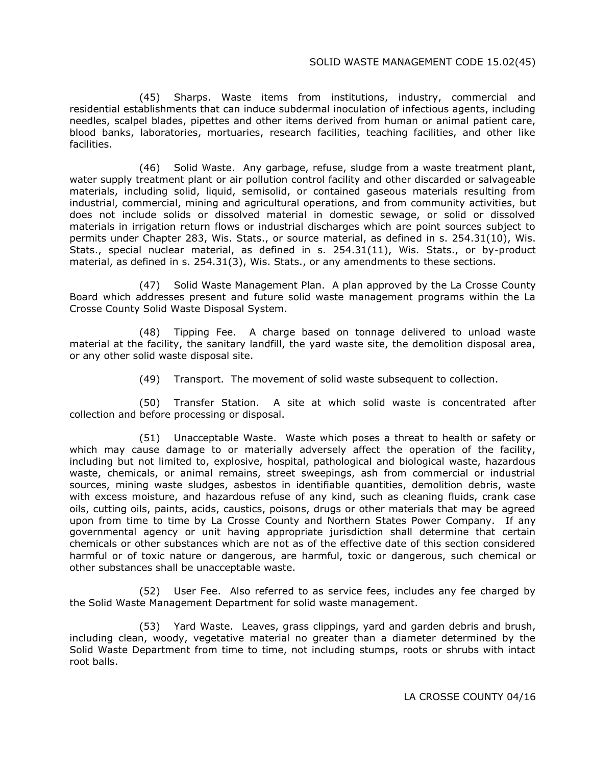(45) Sharps. Waste items from institutions, industry, commercial and residential establishments that can induce subdermal inoculation of infectious agents, including needles, scalpel blades, pipettes and other items derived from human or animal patient care, blood banks, laboratories, mortuaries, research facilities, teaching facilities, and other like facilities.

(46) Solid Waste. Any garbage, refuse, sludge from a waste treatment plant, water supply treatment plant or air pollution control facility and other discarded or salvageable materials, including solid, liquid, semisolid, or contained gaseous materials resulting from industrial, commercial, mining and agricultural operations, and from community activities, but does not include solids or dissolved material in domestic sewage, or solid or dissolved materials in irrigation return flows or industrial discharges which are point sources subject to permits under Chapter 283, Wis. Stats., or source material, as defined in s. 254.31(10), Wis. Stats., special nuclear material, as defined in s. 254.31(11), Wis. Stats., or by-product material, as defined in s. 254.31(3), Wis. Stats., or any amendments to these sections.

(47) Solid Waste Management Plan. A plan approved by the La Crosse County Board which addresses present and future solid waste management programs within the La Crosse County Solid Waste Disposal System.

(48) Tipping Fee. A charge based on tonnage delivered to unload waste material at the facility, the sanitary landfill, the yard waste site, the demolition disposal area, or any other solid waste disposal site.

(49) Transport. The movement of solid waste subsequent to collection.

(50) Transfer Station. A site at which solid waste is concentrated after collection and before processing or disposal.

(51) Unacceptable Waste. Waste which poses a threat to health or safety or which may cause damage to or materially adversely affect the operation of the facility, including but not limited to, explosive, hospital, pathological and biological waste, hazardous waste, chemicals, or animal remains, street sweepings, ash from commercial or industrial sources, mining waste sludges, asbestos in identifiable quantities, demolition debris, waste with excess moisture, and hazardous refuse of any kind, such as cleaning fluids, crank case oils, cutting oils, paints, acids, caustics, poisons, drugs or other materials that may be agreed upon from time to time by La Crosse County and Northern States Power Company. If any governmental agency or unit having appropriate jurisdiction shall determine that certain chemicals or other substances which are not as of the effective date of this section considered harmful or of toxic nature or dangerous, are harmful, toxic or dangerous, such chemical or other substances shall be unacceptable waste.

(52) User Fee. Also referred to as service fees, includes any fee charged by the Solid Waste Management Department for solid waste management.

(53) Yard Waste. Leaves, grass clippings, yard and garden debris and brush, including clean, woody, vegetative material no greater than a diameter determined by the Solid Waste Department from time to time, not including stumps, roots or shrubs with intact root balls.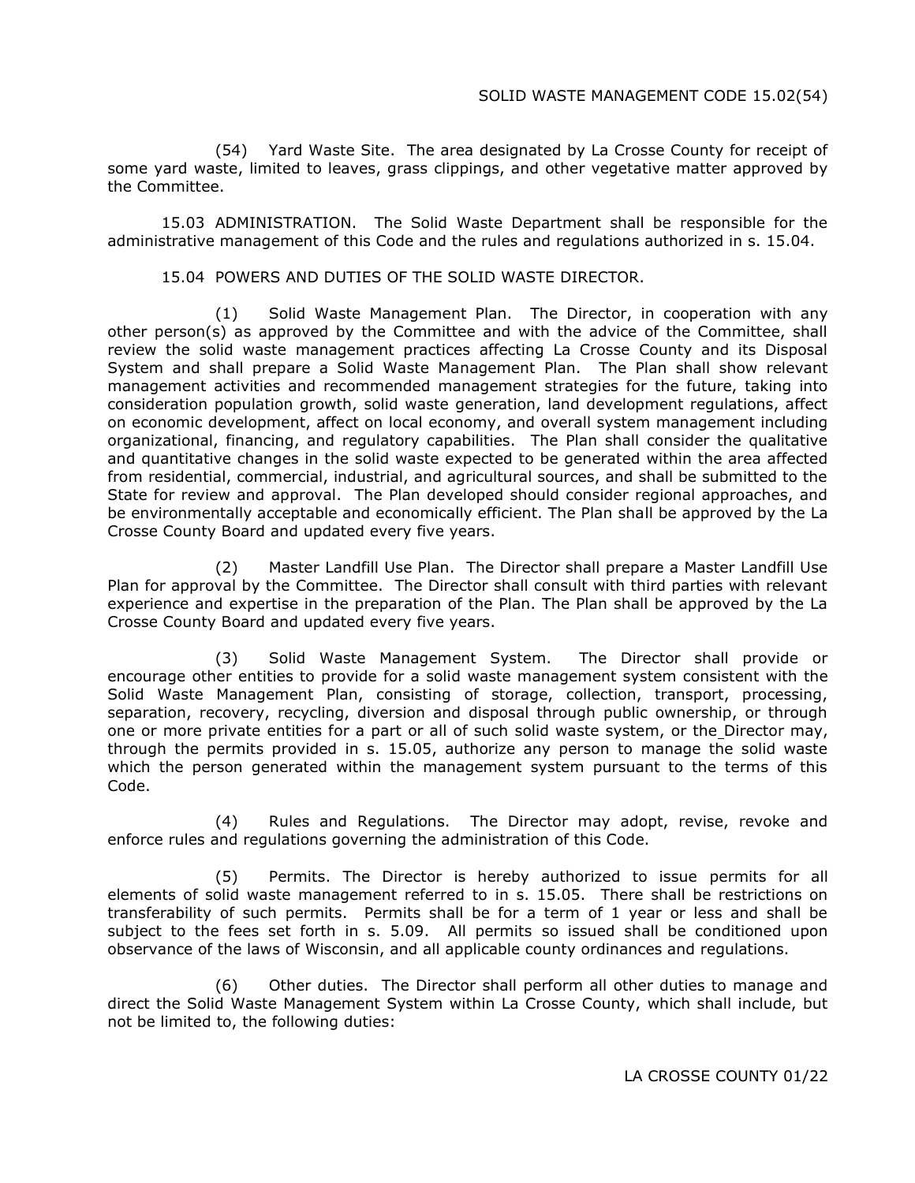(54) Yard Waste Site. The area designated by La Crosse County for receipt of some yard waste, limited to leaves, grass clippings, and other vegetative matter approved by the Committee.

15.03 ADMINISTRATION. The Solid Waste Department shall be responsible for the administrative management of this Code and the rules and regulations authorized in s. 15.04.

15.04 POWERS AND DUTIES OF THE SOLID WASTE DIRECTOR.

(1) Solid Waste Management Plan. The Director, in cooperation with any other person(s) as approved by the Committee and with the advice of the Committee, shall review the solid waste management practices affecting La Crosse County and its Disposal System and shall prepare a Solid Waste Management Plan. The Plan shall show relevant management activities and recommended management strategies for the future, taking into consideration population growth, solid waste generation, land development regulations, affect on economic development, affect on local economy, and overall system management including organizational, financing, and regulatory capabilities. The Plan shall consider the qualitative and quantitative changes in the solid waste expected to be generated within the area affected from residential, commercial, industrial, and agricultural sources, and shall be submitted to the State for review and approval. The Plan developed should consider regional approaches, and be environmentally acceptable and economically efficient. The Plan shall be approved by the La Crosse County Board and updated every five years.

(2) Master Landfill Use Plan. The Director shall prepare a Master Landfill Use Plan for approval by the Committee. The Director shall consult with third parties with relevant experience and expertise in the preparation of the Plan. The Plan shall be approved by the La Crosse County Board and updated every five years.

(3) Solid Waste Management System. The Director shall provide or encourage other entities to provide for a solid waste management system consistent with the Solid Waste Management Plan, consisting of storage, collection, transport, processing, separation, recovery, recycling, diversion and disposal through public ownership, or through one or more private entities for a part or all of such solid waste system, or the Director may, through the permits provided in s. 15.05, authorize any person to manage the solid waste which the person generated within the management system pursuant to the terms of this Code.

(4) Rules and Regulations. The Director may adopt, revise, revoke and enforce rules and regulations governing the administration of this Code.

(5) Permits. The Director is hereby authorized to issue permits for all elements of solid waste management referred to in s. 15.05. There shall be restrictions on transferability of such permits. Permits shall be for a term of 1 year or less and shall be subject to the fees set forth in s. 5.09. All permits so issued shall be conditioned upon observance of the laws of Wisconsin, and all applicable county ordinances and regulations.

(6) Other duties. The Director shall perform all other duties to manage and direct the Solid Waste Management System within La Crosse County, which shall include, but not be limited to, the following duties: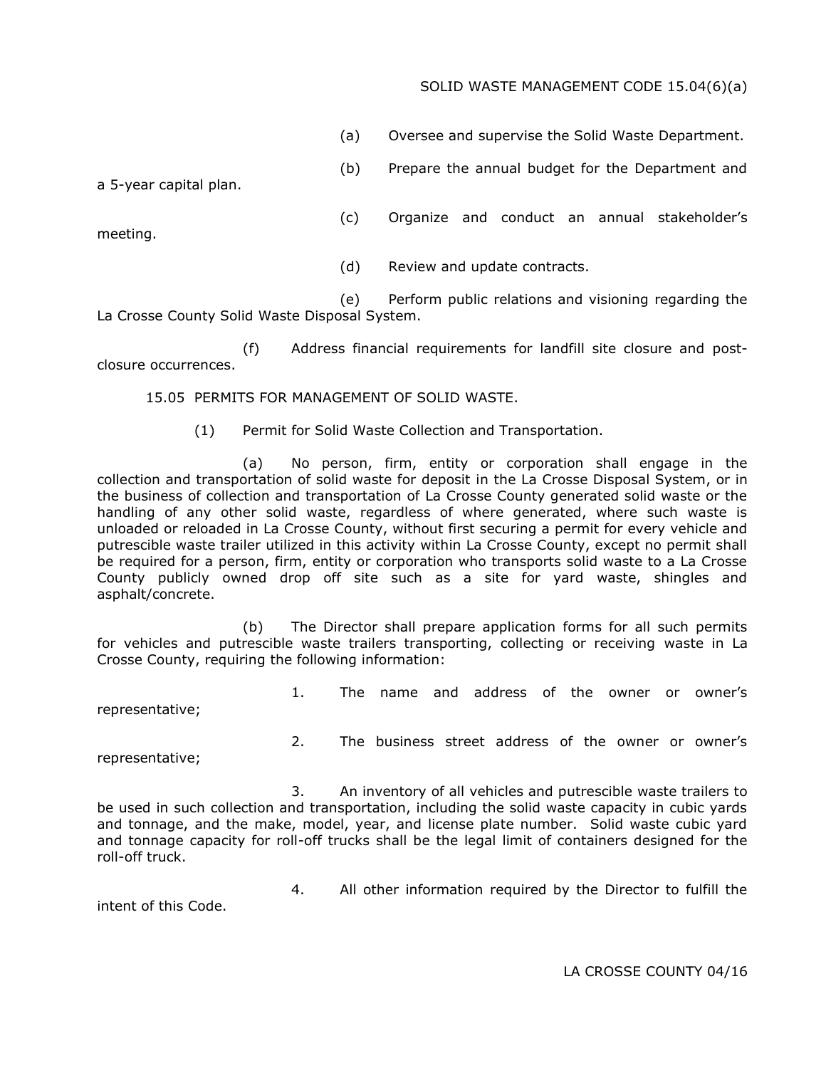(a) Oversee and supervise the Solid Waste Department.

(b) Prepare the annual budget for the Department and a 5-year capital plan.

(c) Organize and conduct an annual stakeholder's meeting.

(d) Review and update contracts.

(e) Perform public relations and visioning regarding the La Crosse County Solid Waste Disposal System.

(f) Address financial requirements for landfill site closure and post-closure occurrences.

15.05 PERMITS FOR MANAGEMENT OF SOLID WASTE.

(1) Permit for Solid Waste Collection and Transportation.

(a) No person, firm, entity or corporation shall engage in the collection and transportation of solid waste for deposit in the La Crosse Disposal System, or in the business of collection and transportation of La Crosse County generated solid waste or the handling of any other solid waste, regardless of where generated, where such waste is unloaded or reloaded in La Crosse County, without first securing a permit for every vehicle and putrescible waste trailer utilized in this activity within La Crosse County, except no permit shall be required for a person, firm, entity or corporation who transports solid waste to a La Crosse County publicly owned drop off site such as a site for yard waste, shingles and asphalt/concrete.

(b) The Director shall prepare application forms for all such permits for vehicles and putrescible waste trailers transporting, collecting or receiving waste in La Crosse County, requiring the following information:

1. The name and address of the owner or owner's representative;

2. The business street address of the owner or owner's representative;

3. An inventory of all vehicles and putrescible waste trailers to be used in such collection and transportation, including the solid waste capacity in cubic yards and tonnage, and the make, model, year, and license plate number. Solid waste cubic yard and tonnage capacity for roll-off trucks shall be the legal limit of containers designed for the roll-off truck.

4. All other information required by the Director to fulfill the intent of this Code.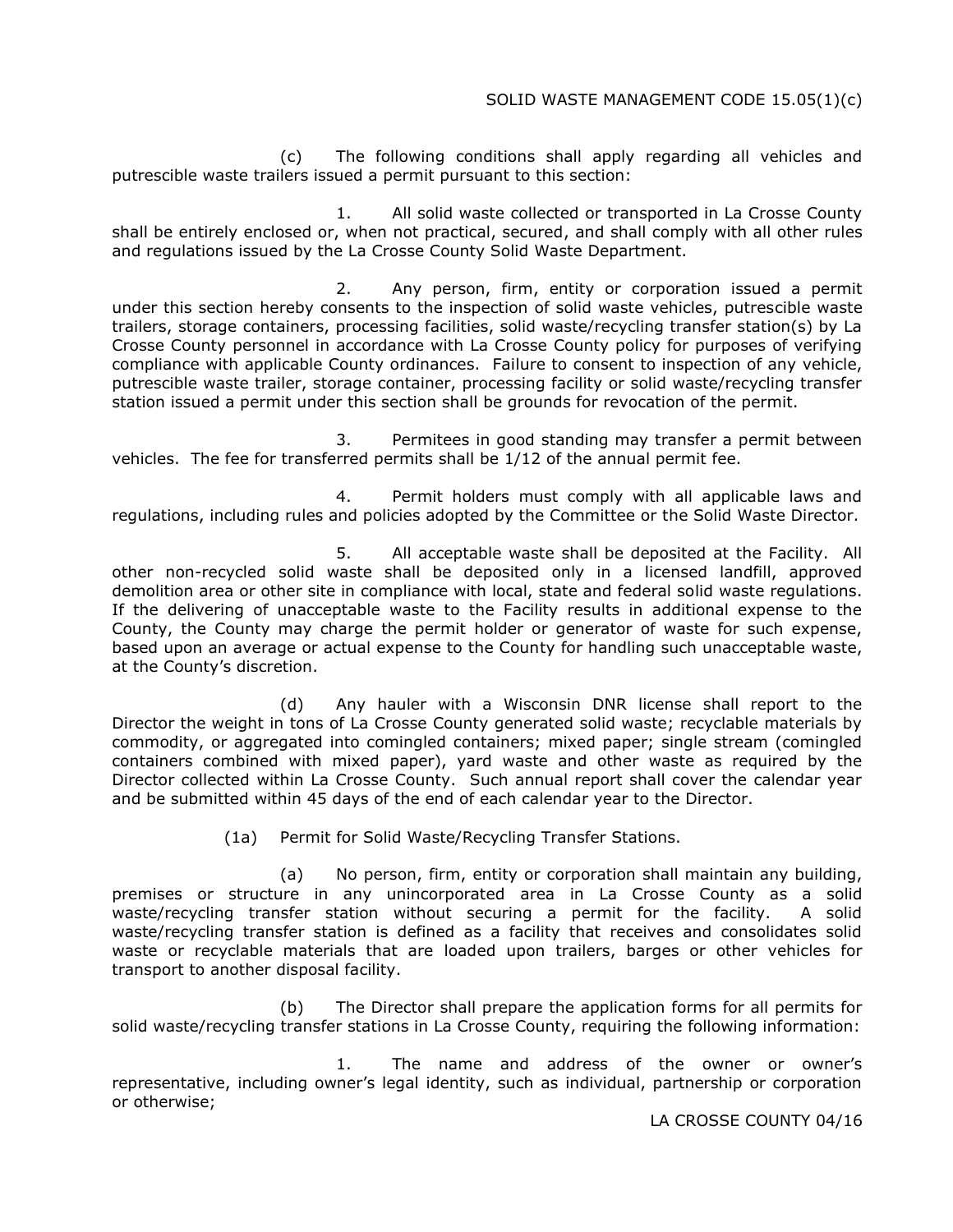(c) The following conditions shall apply regarding all vehicles and putrescible waste trailers issued a permit pursuant to this section:

1. All solid waste collected or transported in La Crosse County shall be entirely enclosed or, when not practical, secured, and shall comply with all other rules and regulations issued by the La Crosse County Solid Waste Department.

2. Any person, firm, entity or corporation issued a permit under this section hereby consents to the inspection of solid waste vehicles, putrescible waste trailers, storage containers, processing facilities, solid waste/recycling transfer station(s) by La Crosse County personnel in accordance with La Crosse County policy for purposes of verifying compliance with applicable County ordinances. Failure to consent to inspection of any vehicle, putrescible waste trailer, storage container, processing facility or solid waste/recycling transfer station issued a permit under this section shall be grounds for revocation of the permit.

3. Permitees in good standing may transfer a permit between vehicles. The fee for transferred permits shall be 1/12 of the annual permit fee.

4. Permit holders must comply with all applicable laws and regulations, including rules and policies adopted by the Committee or the Solid Waste Director.

5. All acceptable waste shall be deposited at the Facility. All other non-recycled solid waste shall be deposited only in a licensed landfill, approved demolition area or other site in compliance with local, state and federal solid waste regulations. If the delivering of unacceptable waste to the Facility results in additional expense to the County, the County may charge the permit holder or generator of waste for such expense, based upon an average or actual expense to the County for handling such unacceptable waste, at the County's discretion.

(d) Any hauler with a Wisconsin DNR license shall report to the Director the weight in tons of La Crosse County generated solid waste; recyclable materials by commodity, or aggregated into comingled containers; mixed paper; single stream (comingled containers combined with mixed paper), yard waste and other waste as required by the Director collected within La Crosse County. Such annual report shall cover the calendar year and be submitted within 45 days of the end of each calendar year to the Director.

(1a) Permit for Solid Waste/Recycling Transfer Stations.

(a) No person, firm, entity or corporation shall maintain any building, premises or structure in any unincorporated area in La Crosse County as a solid waste/recycling transfer station without securing a permit for the facility. A solid waste/recycling transfer station is defined as a facility that receives and consolidates solid waste or recyclable materials that are loaded upon trailers, barges or other vehicles for transport to another disposal facility.

(b) The Director shall prepare the application forms for all permits for solid waste/recycling transfer stations in La Crosse County, requiring the following information:

1. The name and address of the owner or owner's representative, including owner's legal identity, such as individual, partnership or corporation or otherwise;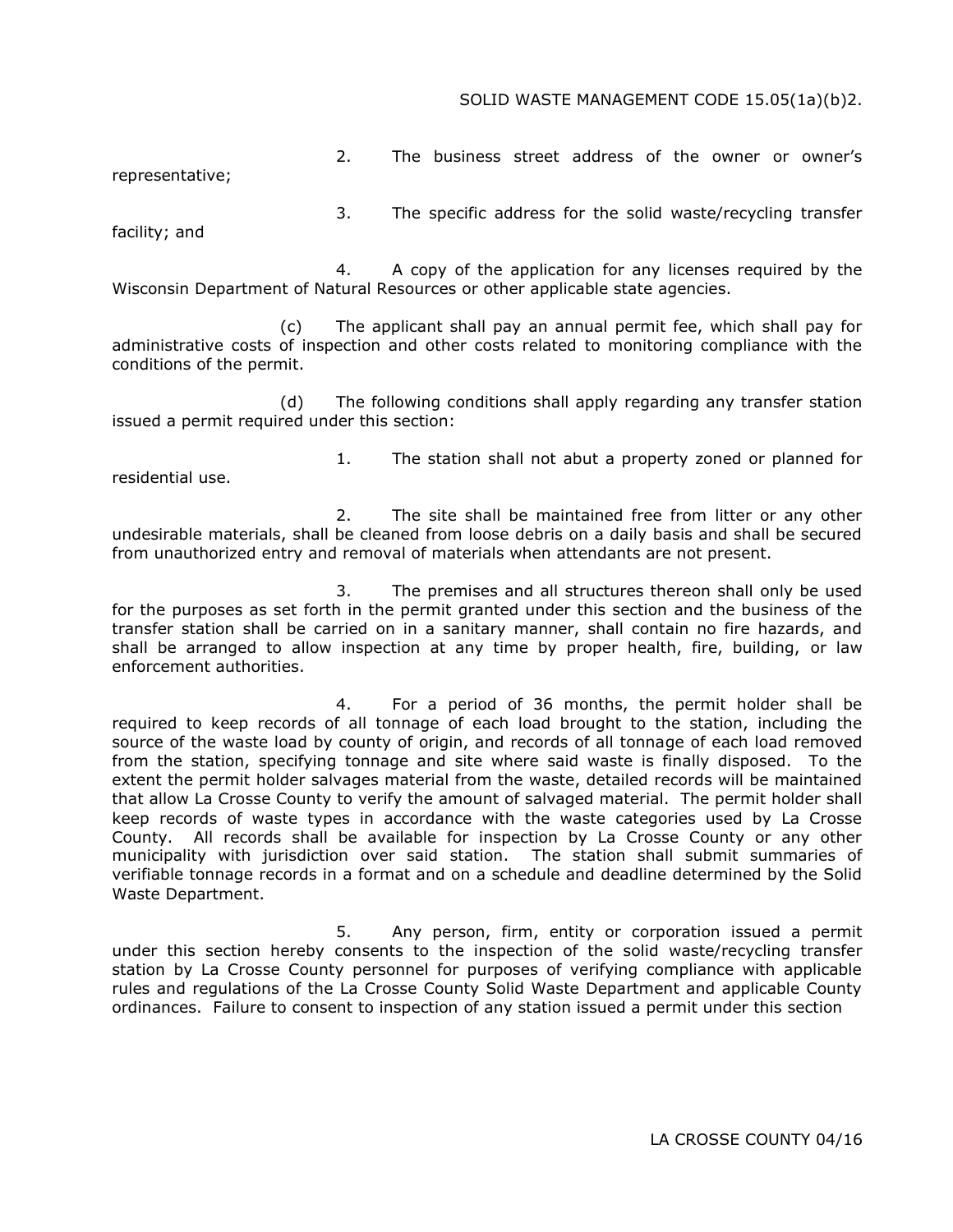2. The business street address of the owner or owner's representative;

3. The specific address for the solid waste/recycling transfer facility; and

4. A copy of the application for any licenses required by the Wisconsin Department of Natural Resources or other applicable state agencies.

(c) The applicant shall pay an annual permit fee, which shall pay for administrative costs of inspection and other costs related to monitoring compliance with the conditions of the permit.

(d) The following conditions shall apply regarding any transfer station issued a permit required under this section:

1. The station shall not abut a property zoned or planned for residential use.

2. The site shall be maintained free from litter or any other undesirable materials, shall be cleaned from loose debris on a daily basis and shall be secured from unauthorized entry and removal of materials when attendants are not present.

3. The premises and all structures thereon shall only be used for the purposes as set forth in the permit granted under this section and the business of the transfer station shall be carried on in a sanitary manner, shall contain no fire hazards, and shall be arranged to allow inspection at any time by proper health, fire, building, or law enforcement authorities.

4. For a period of 36 months, the permit holder shall be required to keep records of all tonnage of each load brought to the station, including the source of the waste load by county of origin, and records of all tonnage of each load removed from the station, specifying tonnage and site where said waste is finally disposed. To the extent the permit holder salvages material from the waste, detailed records will be maintained that allow La Crosse County to verify the amount of salvaged material. The permit holder shall keep records of waste types in accordance with the waste categories used by La Crosse County. All records shall be available for inspection by La Crosse County or any other municipality with jurisdiction over said station. The station shall submit summaries of verifiable tonnage records in a format and on a schedule and deadline determined by the Solid Waste Department.

5. Any person, firm, entity or corporation issued a permit under this section hereby consents to the inspection of the solid waste/recycling transfer station by La Crosse County personnel for purposes of verifying compliance with applicable rules and regulations of the La Crosse County Solid Waste Department and applicable County ordinances. Failure to consent to inspection of any station issued a permit under this section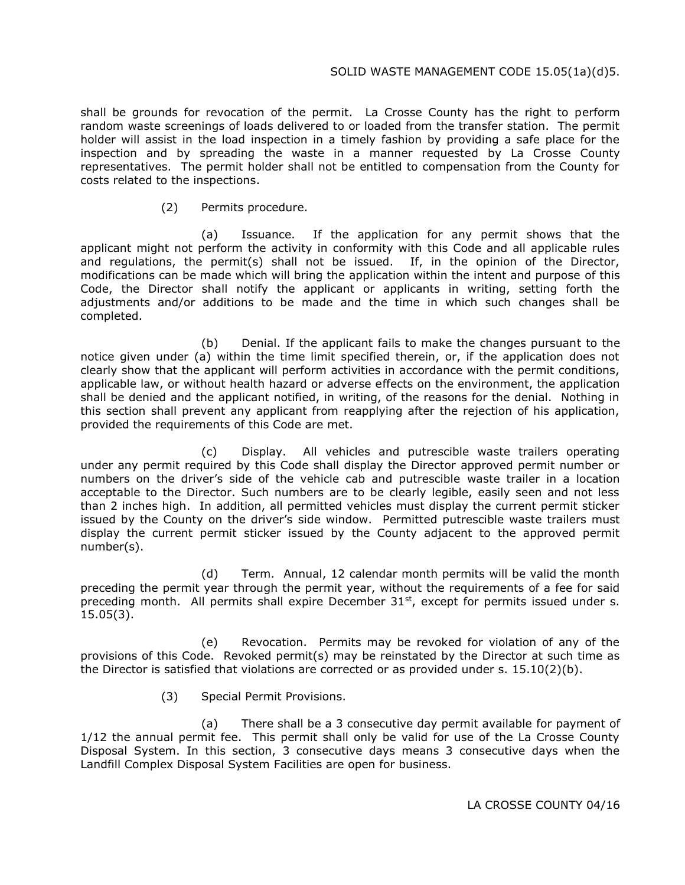shall be grounds for revocation of the permit. La Crosse County has the right to perform random waste screenings of loads delivered to or loaded from the transfer station. The permit holder will assist in the load inspection in a timely fashion by providing a safe place for the inspection and by spreading the waste in a manner requested by La Crosse County representatives. The permit holder shall not be entitled to compensation from the County for costs related to the inspections.

(2) Permits procedure.

(a) Issuance. If the application for any permit shows that the applicant might not perform the activity in conformity with this Code and all applicable rules and regulations, the permit(s) shall not be issued. If, in the opinion of the Director, modifications can be made which will bring the application within the intent and purpose of this Code, the Director shall notify the applicant or applicants in writing, setting forth the adjustments and/or additions to be made and the time in which such changes shall be completed.

(b) Denial. If the applicant fails to make the changes pursuant to the notice given under (a) within the time limit specified therein, or, if the application does not clearly show that the applicant will perform activities in accordance with the permit conditions, applicable law, or without health hazard or adverse effects on the environment, the application shall be denied and the applicant notified, in writing, of the reasons for the denial. Nothing in this section shall prevent any applicant from reapplying after the rejection of his application, provided the requirements of this Code are met.

(c) Display. All vehicles and putrescible waste trailers operating under any permit required by this Code shall display the Director approved permit number or numbers on the driver's side of the vehicle cab and putrescible waste trailer in a location acceptable to the Director. Such numbers are to be clearly legible, easily seen and not less than 2 inches high. In addition, all permitted vehicles must display the current permit sticker issued by the County on the driver's side window. Permitted putrescible waste trailers must display the current permit sticker issued by the County adjacent to the approved permit number(s).

(d) Term. Annual, 12 calendar month permits will be valid the month preceding the permit year through the permit year, without the requirements of a fee for said preceding month. All permits shall expire December 31st, except for permits issued under s. 15.05(3).

(e) Revocation. Permits may be revoked for violation of any of the provisions of this Code. Revoked permit(s) may be reinstated by the Director at such time as the Director is satisfied that violations are corrected or as provided under s. 15.10(2)(b).

(3) Special Permit Provisions.

(a) There shall be a 3 consecutive day permit available for payment of 1/12 the annual permit fee. This permit shall only be valid for use of the La Crosse County Disposal System. In this section, 3 consecutive days means 3 consecutive days when the Landfill Complex Disposal System Facilities are open for business.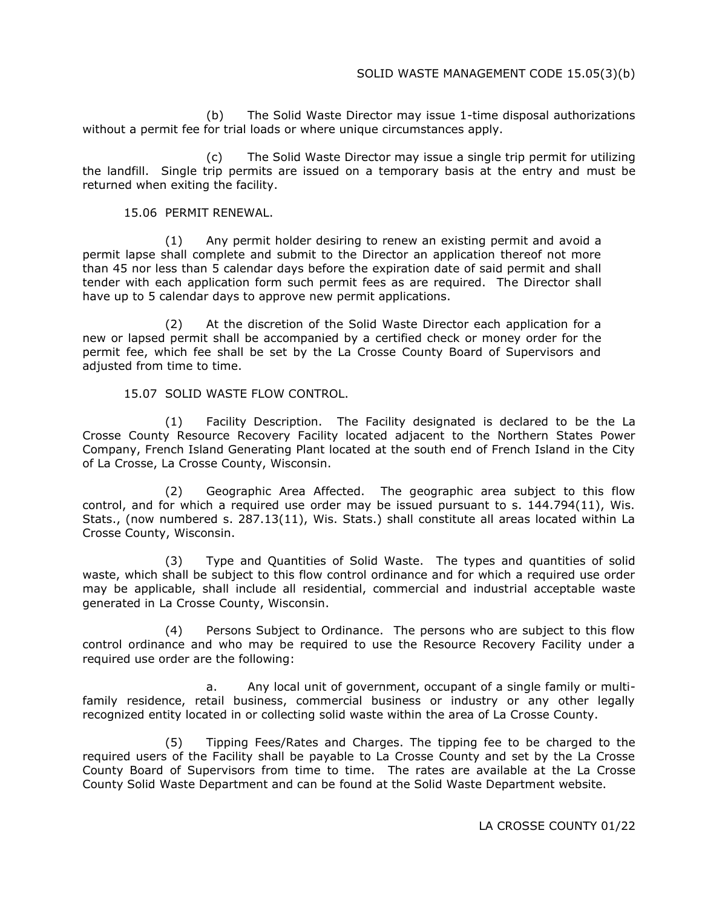(b) The Solid Waste Director may issue 1-time disposal authorizations without a permit fee for trial loads or where unique circumstances apply.

(c) The Solid Waste Director may issue a single trip permit for utilizing the landfill. Single trip permits are issued on a temporary basis at the entry and must be returned when exiting the facility.

15.06 PERMIT RENEWAL.

(1) Any permit holder desiring to renew an existing permit and avoid a permit lapse shall complete and submit to the Director an application thereof not more than 45 nor less than 5 calendar days before the expiration date of said permit and shall tender with each application form such permit fees as are required. The Director shall have up to 5 calendar days to approve new permit applications.

(2) At the discretion of the Solid Waste Director each application for a new or lapsed permit shall be accompanied by a certified check or money order for the permit fee, which fee shall be set by the La Crosse County Board of Supervisors and adjusted from time to time.

15.07 SOLID WASTE FLOW CONTROL.

(1) Facility Description. The Facility designated is declared to be the La Crosse County Resource Recovery Facility located adjacent to the Northern States Power Company, French Island Generating Plant located at the south end of French Island in the City of La Crosse, La Crosse County, Wisconsin.

(2) Geographic Area Affected. The geographic area subject to this flow control, and for which a required use order may be issued pursuant to s. 144.794(11), Wis. Stats., (now numbered s. 287.13(11), Wis. Stats.) shall constitute all areas located within La Crosse County, Wisconsin.

(3) Type and Quantities of Solid Waste. The types and quantities of solid waste, which shall be subject to this flow control ordinance and for which a required use order may be applicable, shall include all residential, commercial and industrial acceptable waste generated in La Crosse County, Wisconsin.

(4) Persons Subject to Ordinance. The persons who are subject to this flow control ordinance and who may be required to use the Resource Recovery Facility under a required use order are the following:

a. Any local unit of government, occupant of a single family or multi-family residence, retail business, commercial business or industry or any other legally recognized entity located in or collecting solid waste within the area of La Crosse County.

(5) Tipping Fees/Rates and Charges. The tipping fee to be charged to the required users of the Facility shall be payable to La Crosse County and set by the La Crosse County Board of Supervisors from time to time. The rates are available at the La Crosse County Solid Waste Department and can be found at the Solid Waste Department website.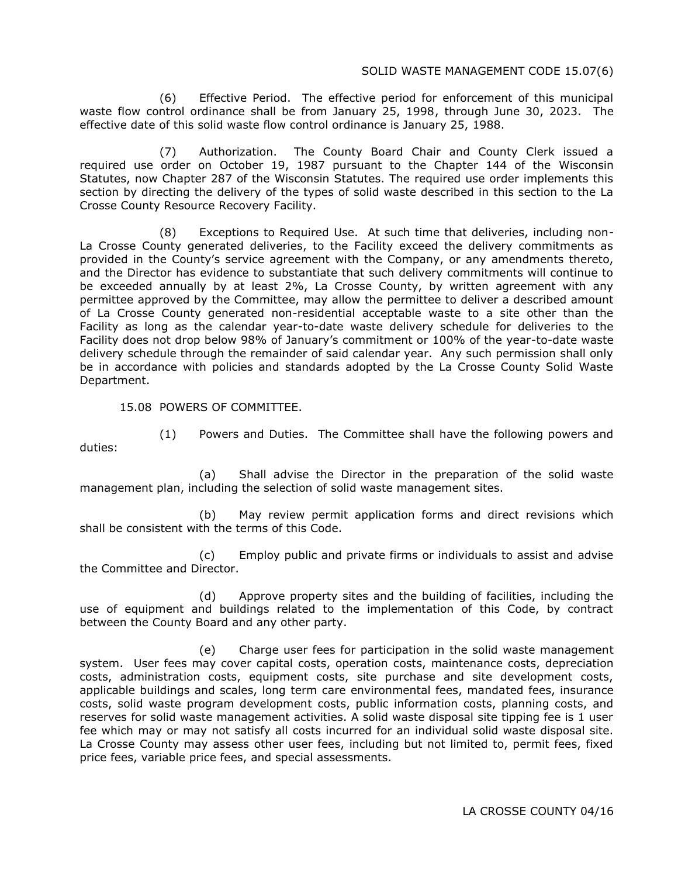(6) Effective Period. The effective period for enforcement of this municipal waste flow control ordinance shall be from January 25, 1998, through June 30, 2023. The effective date of this solid waste flow control ordinance is January 25, 1988.

(7) Authorization. The County Board Chair and County Clerk issued a required use order on October 19, 1987 pursuant to the Chapter 144 of the Wisconsin Statutes, now Chapter 287 of the Wisconsin Statutes. The required use order implements this section by directing the delivery of the types of solid waste described in this section to the La Crosse County Resource Recovery Facility.

(8) Exceptions to Required Use. At such time that deliveries, including non-La Crosse County generated deliveries, to the Facility exceed the delivery commitments as provided in the County's service agreement with the Company, or any amendments thereto, and the Director has evidence to substantiate that such delivery commitments will continue to be exceeded annually by at least 2%, La Crosse County, by written agreement with any permittee approved by the Committee, may allow the permittee to deliver a described amount of La Crosse County generated non-residential acceptable waste to a site other than the Facility as long as the calendar year-to-date waste delivery schedule for deliveries to the Facility does not drop below 98% of January's commitment or 100% of the year-to-date waste delivery schedule through the remainder of said calendar year. Any such permission shall only be in accordance with policies and standards adopted by the La Crosse County Solid Waste Department.

## 15.08 POWERS OF COMMITTEE.

(1) Powers and Duties. The Committee shall have the following powers and duties:

(a) Shall advise the Director in the preparation of the solid waste management plan, including the selection of solid waste management sites.

(b) May review permit application forms and direct revisions which shall be consistent with the terms of this Code.

(c) Employ public and private firms or individuals to assist and advise the Committee and Director.

(d) Approve property sites and the building of facilities, including the use of equipment and buildings related to the implementation of this Code, by contract between the County Board and any other party.

(e) Charge user fees for participation in the solid waste management system. User fees may cover capital costs, operation costs, maintenance costs, depreciation costs, administration costs, equipment costs, site purchase and site development costs, applicable buildings and scales, long term care environmental fees, mandated fees, insurance costs, solid waste program development costs, public information costs, planning costs, and reserves for solid waste management activities. A solid waste disposal site tipping fee is 1 user fee which may or may not satisfy all costs incurred for an individual solid waste disposal site. La Crosse County may assess other user fees, including but not limited to, permit fees, fixed price fees, variable price fees, and special assessments.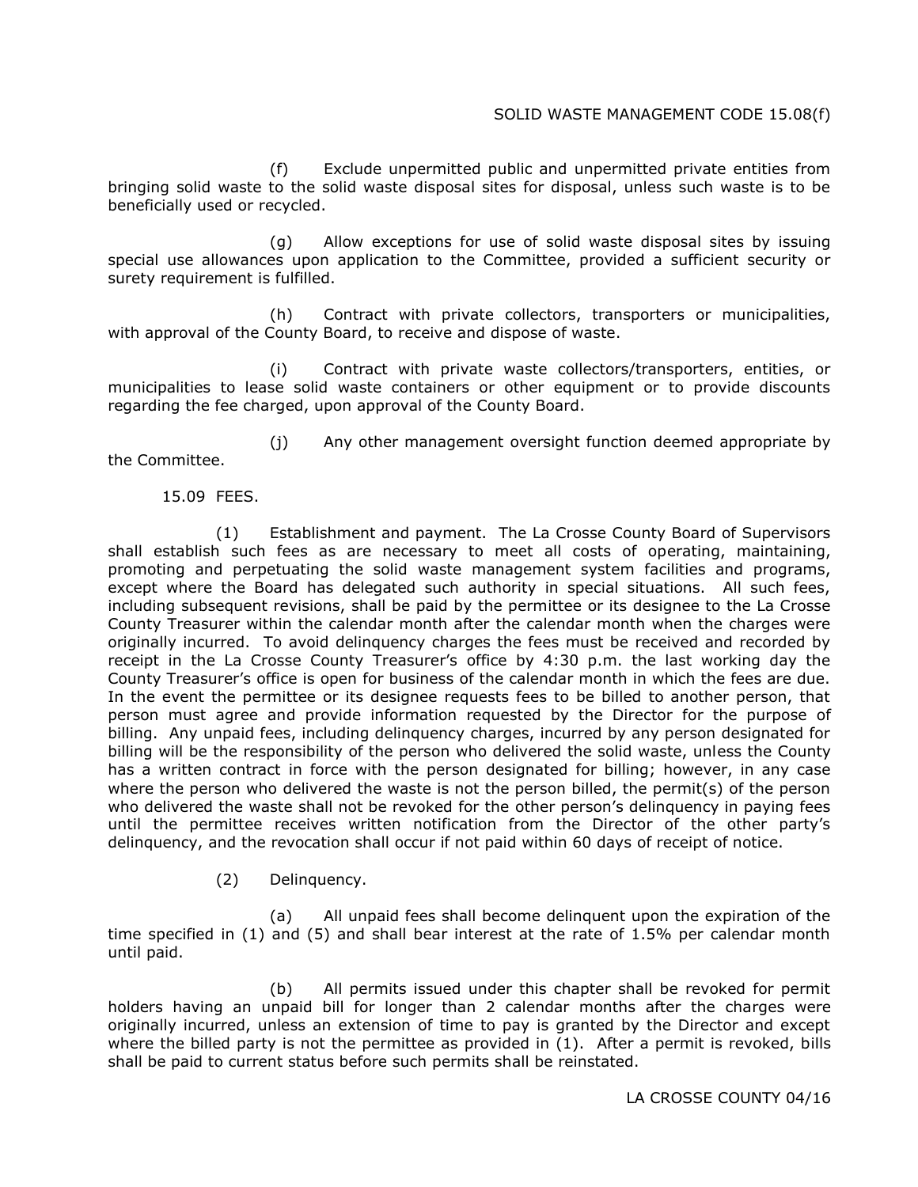(f) Exclude unpermitted public and unpermitted private entities from bringing solid waste to the solid waste disposal sites for disposal, unless such waste is to be beneficially used or recycled.

(g) Allow exceptions for use of solid waste disposal sites by issuing special use allowances upon application to the Committee, provided a sufficient security or surety requirement is fulfilled.

(h) Contract with private collectors, transporters or municipalities, with approval of the County Board, to receive and dispose of waste.

(i) Contract with private waste collectors/transporters, entities, or municipalities to lease solid waste containers or other equipment or to provide discounts regarding the fee charged, upon approval of the County Board.

(j) Any other management oversight function deemed appropriate by the Committee.

15.09 FEES.

(1) Establishment and payment. The La Crosse County Board of Supervisors shall establish such fees as are necessary to meet all costs of operating, maintaining, promoting and perpetuating the solid waste management system facilities and programs, except where the Board has delegated such authority in special situations. All such fees, including subsequent revisions, shall be paid by the permittee or its designee to the La Crosse County Treasurer within the calendar month after the calendar month when the charges were originally incurred. To avoid delinquency charges the fees must be received and recorded by receipt in the La Crosse County Treasurer's office by 4:30 p.m. the last working day the County Treasurer's office is open for business of the calendar month in which the fees are due. In the event the permittee or its designee requests fees to be billed to another person, that person must agree and provide information requested by the Director for the purpose of billing. Any unpaid fees, including delinquency charges, incurred by any person designated for billing will be the responsibility of the person who delivered the solid waste, unless the County has a written contract in force with the person designated for billing; however, in any case where the person who delivered the waste is not the person billed, the permit(s) of the person who delivered the waste shall not be revoked for the other person's delinquency in paying fees until the permittee receives written notification from the Director of the other party's delinquency, and the revocation shall occur if not paid within 60 days of receipt of notice.

(2) Delinquency.

(a) All unpaid fees shall become delinquent upon the expiration of the time specified in (1) and (5) and shall bear interest at the rate of 1.5% per calendar month until paid.

(b) All permits issued under this chapter shall be revoked for permit holders having an unpaid bill for longer than 2 calendar months after the charges were originally incurred, unless an extension of time to pay is granted by the Director and except where the billed party is not the permittee as provided in (1). After a permit is revoked, bills shall be paid to current status before such permits shall be reinstated.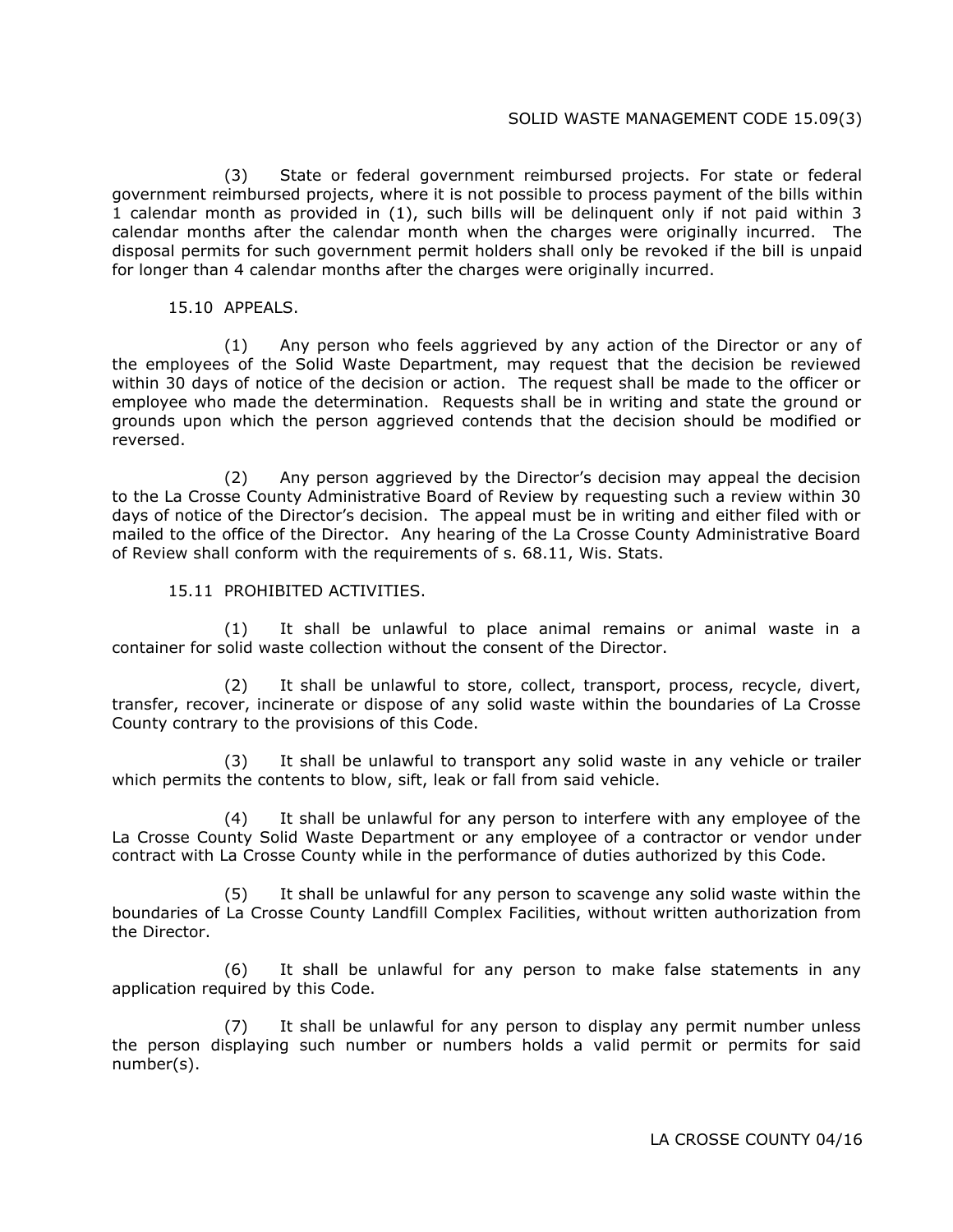(3) State or federal government reimbursed projects. For state or federal government reimbursed projects, where it is not possible to process payment of the bills within 1 calendar month as provided in (1), such bills will be delinquent only if not paid within 3 calendar months after the calendar month when the charges were originally incurred. The disposal permits for such government permit holders shall only be revoked if the bill is unpaid for longer than 4 calendar months after the charges were originally incurred.

## 15.10 APPEALS.

(1) Any person who feels aggrieved by any action of the Director or any of the employees of the Solid Waste Department, may request that the decision be reviewed within 30 days of notice of the decision or action. The request shall be made to the officer or employee who made the determination. Requests shall be in writing and state the ground or grounds upon which the person aggrieved contends that the decision should be modified or reversed.

(2) Any person aggrieved by the Director's decision may appeal the decision to the La Crosse County Administrative Board of Review by requesting such a review within 30 days of notice of the Director's decision. The appeal must be in writing and either filed with or mailed to the office of the Director. Any hearing of the La Crosse County Administrative Board of Review shall conform with the requirements of s. 68.11, Wis. Stats.

## 15.11 PROHIBITED ACTIVITIES.

(1) It shall be unlawful to place animal remains or animal waste in a container for solid waste collection without the consent of the Director.

(2) It shall be unlawful to store, collect, transport, process, recycle, divert, transfer, recover, incinerate or dispose of any solid waste within the boundaries of La Crosse County contrary to the provisions of this Code.

(3) It shall be unlawful to transport any solid waste in any vehicle or trailer which permits the contents to blow, sift, leak or fall from said vehicle.

(4) It shall be unlawful for any person to interfere with any employee of the La Crosse County Solid Waste Department or any employee of a contractor or vendor under contract with La Crosse County while in the performance of duties authorized by this Code.

(5) It shall be unlawful for any person to scavenge any solid waste within the boundaries of La Crosse County Landfill Complex Facilities, without written authorization from the Director.

(6) It shall be unlawful for any person to make false statements in any application required by this Code.

(7) It shall be unlawful for any person to display any permit number unless the person displaying such number or numbers holds a valid permit or permits for said number(s).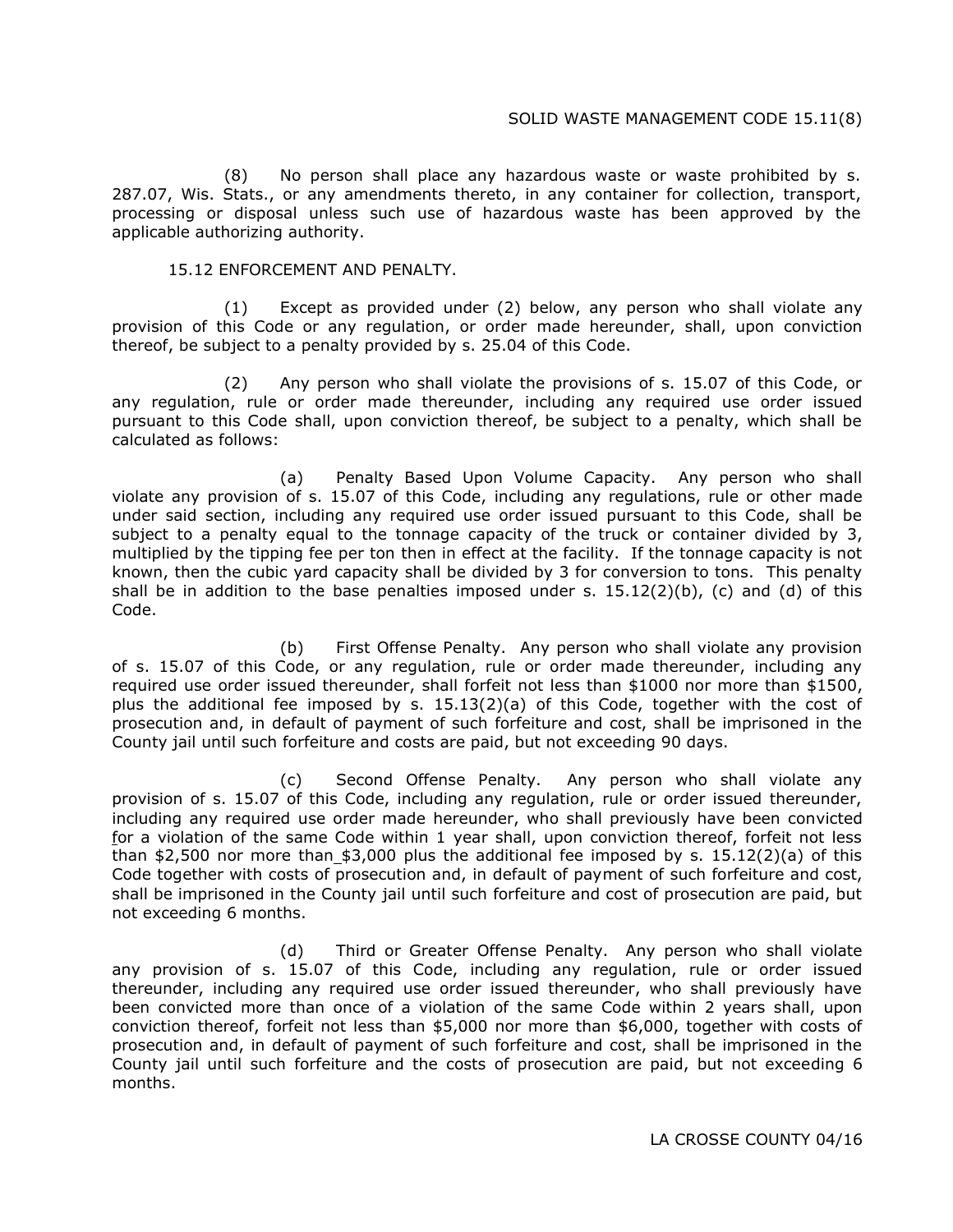(8) No person shall place any hazardous waste or waste prohibited by s. 287.07, Wis. Stats., or any amendments thereto, in any container for collection, transport, processing or disposal unless such use of hazardous waste has been approved by the applicable authorizing authority.

15.12 ENFORCEMENT AND PENALTY.

(1) Except as provided under (2) below, any person who shall violate any provision of this Code or any regulation, or order made hereunder, shall, upon conviction thereof, be subject to a penalty provided by s. 25.04 of this Code.

(2) Any person who shall violate the provisions of s. 15.07 of this Code, or any regulation, rule or order made thereunder, including any required use order issued pursuant to this Code shall, upon conviction thereof, be subject to a penalty, which shall be calculated as follows:

(a) Penalty Based Upon Volume Capacity. Any person who shall violate any provision of s. 15.07 of this Code, including any regulations, rule or other made under said section, including any required use order issued pursuant to this Code, shall be subject to a penalty equal to the tonnage capacity of the truck or container divided by 3, multiplied by the tipping fee per ton then in effect at the facility. If the tonnage capacity is not known, then the cubic yard capacity shall be divided by 3 for conversion to tons. This penalty shall be in addition to the base penalties imposed under s. 15.12(2)(b), (c) and (d) of this Code.

(b) First Offense Penalty. Any person who shall violate any provision of s. 15.07 of this Code, or any regulation, rule or order made thereunder, including any required use order issued thereunder, shall forfeit not less than $1000 nor more than $1500, plus the additional fee imposed by s. 15.13(2)(a) of this Code, together with the cost of prosecution and, in default of payment of such forfeiture and cost, shall be imprisoned in the County jail until such forfeiture and costs are paid, but not exceeding 90 days.

(c) Second Offense Penalty. Any person who shall violate any provision of s. 15.07 of this Code, including any regulation, rule or order issued thereunder, including any required use order made hereunder, who shall previously have been convicted for a violation of the same Code within 1 year shall, upon conviction thereof, forfeit not less than $2,500 nor more than $3,000 plus the additional fee imposed by s. 15.12(2)(a) of this Code together with costs of prosecution and, in default of payment of such forfeiture and cost, shall be imprisoned in the County jail until such forfeiture and cost of prosecution are paid, but not exceeding 6 months.

(d) Third or Greater Offense Penalty. Any person who shall violate any provision of s. 15.07 of this Code, including any regulation, rule or order issued thereunder, including any required use order issued thereunder, who shall previously have been convicted more than once of a violation of the same Code within 2 years shall, upon conviction thereof, forfeit not less than $5,000 nor more than $6,000, together with costs of prosecution and, in default of payment of such forfeiture and cost, shall be imprisoned in the County jail until such forfeiture and the costs of prosecution are paid, but not exceeding 6 months.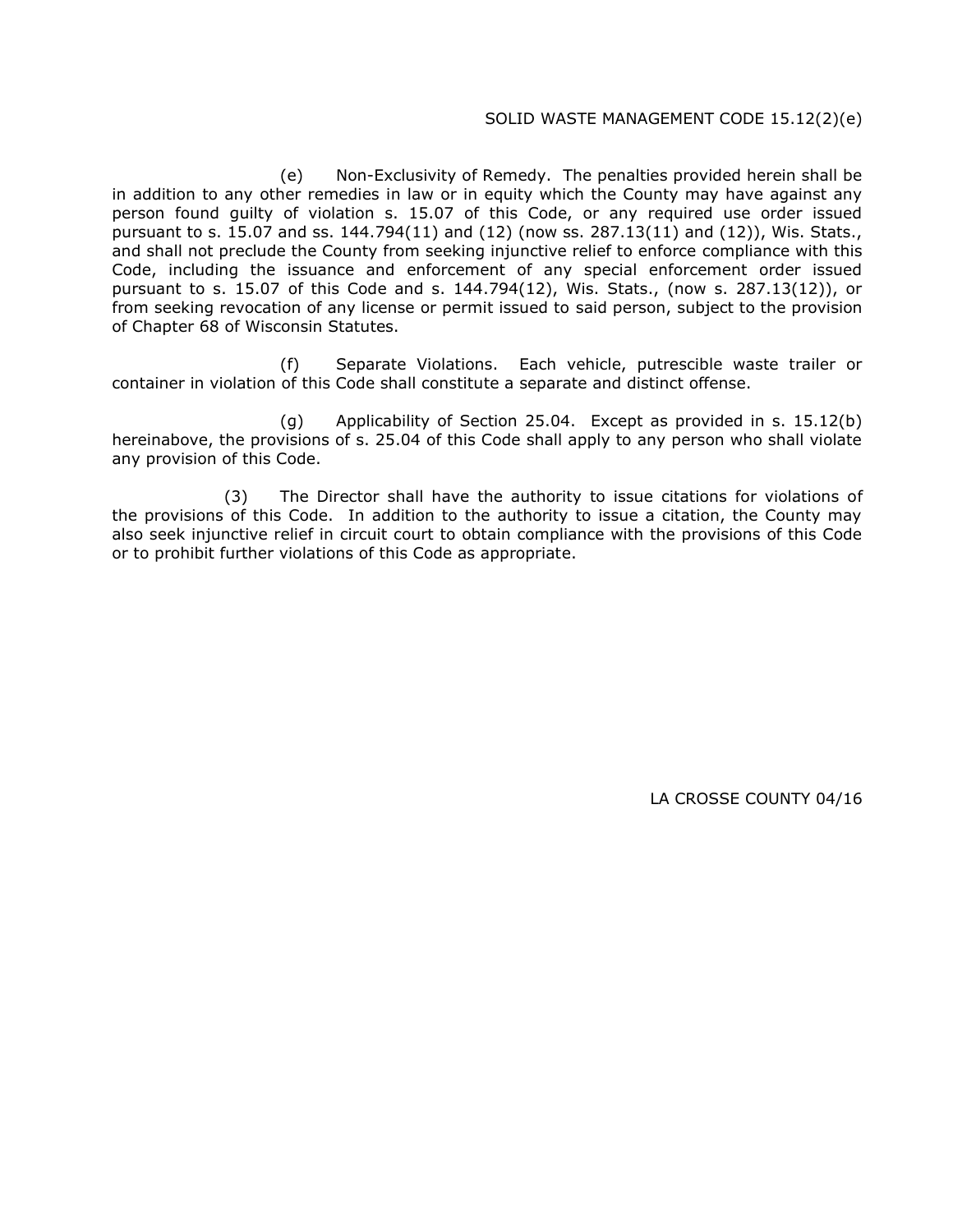(e) Non-Exclusivity of Remedy. The penalties provided herein shall be in addition to any other remedies in law or in equity which the County may have against any person found guilty of violation s. 15.07 of this Code, or any required use order issued pursuant to s. 15.07 and ss. 144.794(11) and (12) (now ss. 287.13(11) and (12)), Wis. Stats., and shall not preclude the County from seeking injunctive relief to enforce compliance with this Code, including the issuance and enforcement of any special enforcement order issued pursuant to s. 15.07 of this Code and s. 144.794(12), Wis. Stats., (now s. 287.13(12)), or from seeking revocation of any license or permit issued to said person, subject to the provision of Chapter 68 of Wisconsin Statutes.

(f) Separate Violations. Each vehicle, putrescible waste trailer or container in violation of this Code shall constitute a separate and distinct offense.

(g) Applicability of Section 25.04. Except as provided in s. 15.12(b) hereinabove, the provisions of s. 25.04 of this Code shall apply to any person who shall violate any provision of this Code.

(3) The Director shall have the authority to issue citations for violations of the provisions of this Code. In addition to the authority to issue a citation, the County may also seek injunctive relief in circuit court to obtain compliance with the provisions of this Code or to prohibit further violations of this Code as appropriate.